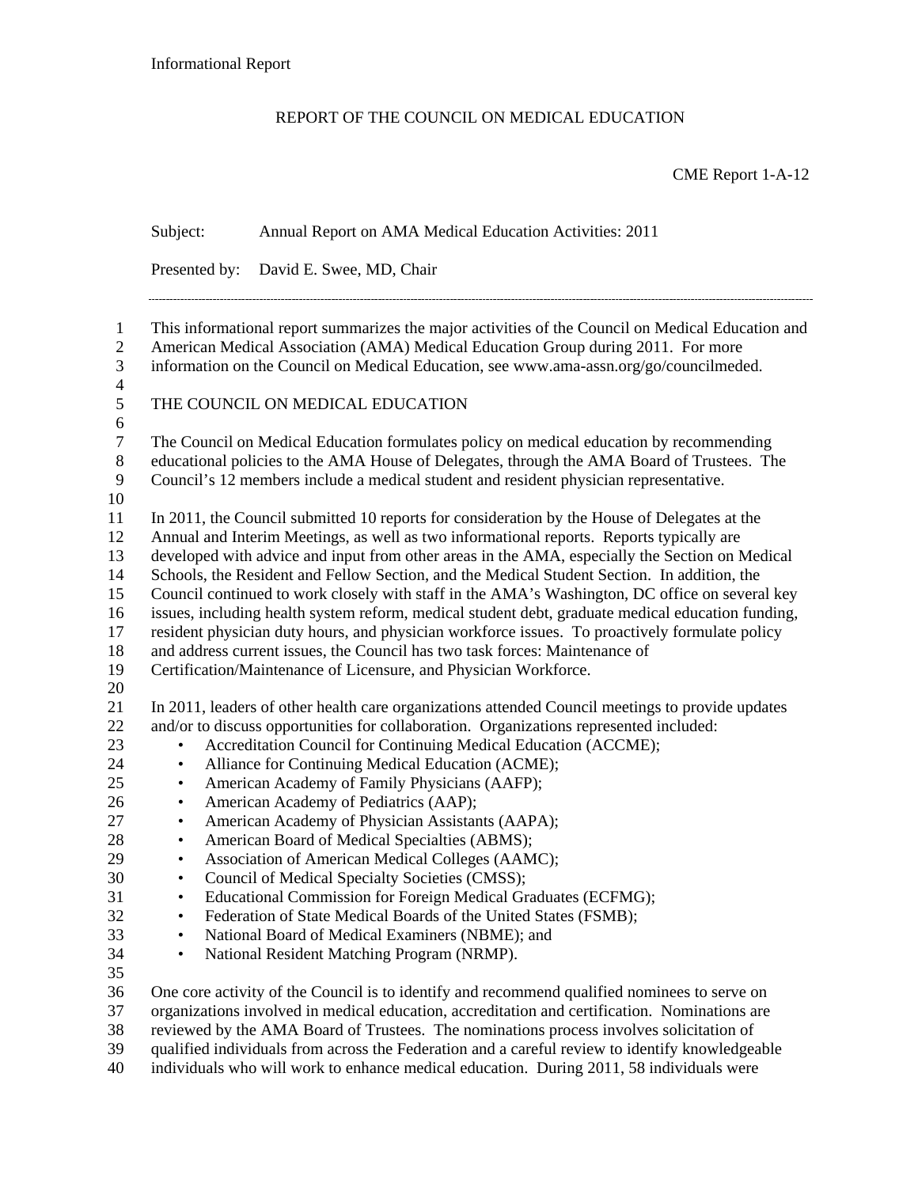Informational Report

# REPORT OF THE COUNCIL ON MEDICAL EDUCATION

CME Report 1-A-12

Subject: Annual Report on AMA Medical Education Activities: 2011

Presented by: David E. Swee, MD, Chair

---

This informational report summarizes the major activities of the Council on Medical Education and American Medical Association (AMA) Medical Education Group during 2011. For more information on the Council on Medical Education, see www.ama-assn.org/go/councilmeded.

## THE COUNCIL ON MEDICAL EDUCATION

The Council on Medical Education formulates policy on medical education by recommending educational policies to the AMA House of Delegates, through the AMA Board of Trustees. The Council's 12 members include a medical student and resident physician representative.

In 2011, the Council submitted 10 reports for consideration by the House of Delegates at the Annual and Interim Meetings, as well as two informational reports. Reports typically are developed with advice and input from other areas in the AMA, especially the Section on Medical Schools, the Resident and Fellow Section, and the Medical Student Section. In addition, the Council continued to work closely with staff in the AMA's Washington, DC office on several key issues, including health system reform, medical student debt, graduate medical education funding, resident physician duty hours, and physician workforce issues. To proactively formulate policy and address current issues, the Council has two task forces: Maintenance of Certification/Maintenance of Licensure, and Physician Workforce.

In 2011, leaders of other health care organizations attended Council meetings to provide updates and/or to discuss opportunities for collaboration. Organizations represented included:

- Accreditation Council for Continuing Medical Education (ACCME);
- Alliance for Continuing Medical Education (ACME);
- American Academy of Family Physicians (AAFP);
- American Academy of Pediatrics (AAP);
- American Academy of Physician Assistants (AAPA);
- American Board of Medical Specialties (ABMS);
- Association of American Medical Colleges (AAMC);
- Council of Medical Specialty Societies (CMSS);
- Educational Commission for Foreign Medical Graduates (ECFMG);
- Federation of State Medical Boards of the United States (FSMB);
- National Board of Medical Examiners (NBME); and
- National Resident Matching Program (NRMP).

One core activity of the Council is to identify and recommend qualified nominees to serve on organizations involved in medical education, accreditation and certification. Nominations are reviewed by the AMA Board of Trustees. The nominations process involves solicitation of qualified individuals from across the Federation and a careful review to identify knowledgeable individuals who will work to enhance medical education. During 2011, 58 individuals were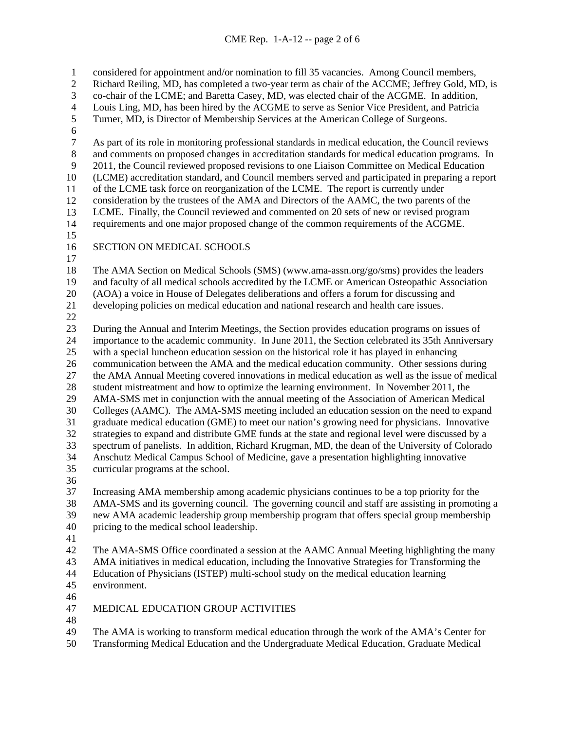considered for appointment and/or nomination to fill 35 vacancies. Among Council members, Richard Reiling, MD, has completed a two-year term as chair of the ACCME; Jeffrey Gold, MD, is co-chair of the LCME; and Baretta Casey, MD, was elected chair of the ACGME. In addition, Louis Ling, MD, has been hired by the ACGME to serve as Senior Vice President, and Patricia Turner, MD, is Director of Membership Services at the American College of Surgeons.

As part of its role in monitoring professional standards in medical education, the Council reviews and comments on proposed changes in accreditation standards for medical education programs. In 2011, the Council reviewed proposed revisions to one Liaison Committee on Medical Education (LCME) accreditation standard, and Council members served and participated in preparing a report of the LCME task force on reorganization of the LCME. The report is currently under consideration by the trustees of the AMA and Directors of the AAMC, the two parents of the LCME. Finally, the Council reviewed and commented on 20 sets of new or revised program requirements and one major proposed change of the common requirements of the ACGME.

## SECTION ON MEDICAL SCHOOLS

The AMA Section on Medical Schools (SMS) (www.ama-assn.org/go/sms) provides the leaders and faculty of all medical schools accredited by the LCME or American Osteopathic Association (AOA) a voice in House of Delegates deliberations and offers a forum for discussing and developing policies on medical education and national research and health care issues.

During the Annual and Interim Meetings, the Section provides education programs on issues of importance to the academic community. In June 2011, the Section celebrated its 35th Anniversary with a special luncheon education session on the historical role it has played in enhancing communication between the AMA and the medical education community. Other sessions during the AMA Annual Meeting covered innovations in medical education as well as the issue of medical student mistreatment and how to optimize the learning environment. In November 2011, the AMA-SMS met in conjunction with the annual meeting of the Association of American Medical Colleges (AAMC). The AMA-SMS meeting included an education session on the need to expand graduate medical education (GME) to meet our nation's growing need for physicians. Innovative strategies to expand and distribute GME funds at the state and regional level were discussed by a spectrum of panelists. In addition, Richard Krugman, MD, the dean of the University of Colorado Anschutz Medical Campus School of Medicine, gave a presentation highlighting innovative curricular programs at the school.

Increasing AMA membership among academic physicians continues to be a top priority for the AMA-SMS and its governing council. The governing council and staff are assisting in promoting a new AMA academic leadership group membership program that offers special group membership pricing to the medical school leadership.

The AMA-SMS Office coordinated a session at the AAMC Annual Meeting highlighting the many AMA initiatives in medical education, including the Innovative Strategies for Transforming the Education of Physicians (ISTEP) multi-school study on the medical education learning environment.

## MEDICAL EDUCATION GROUP ACTIVITIES

The AMA is working to transform medical education through the work of the AMA's Center for Transforming Medical Education and the Undergraduate Medical Education, Graduate Medical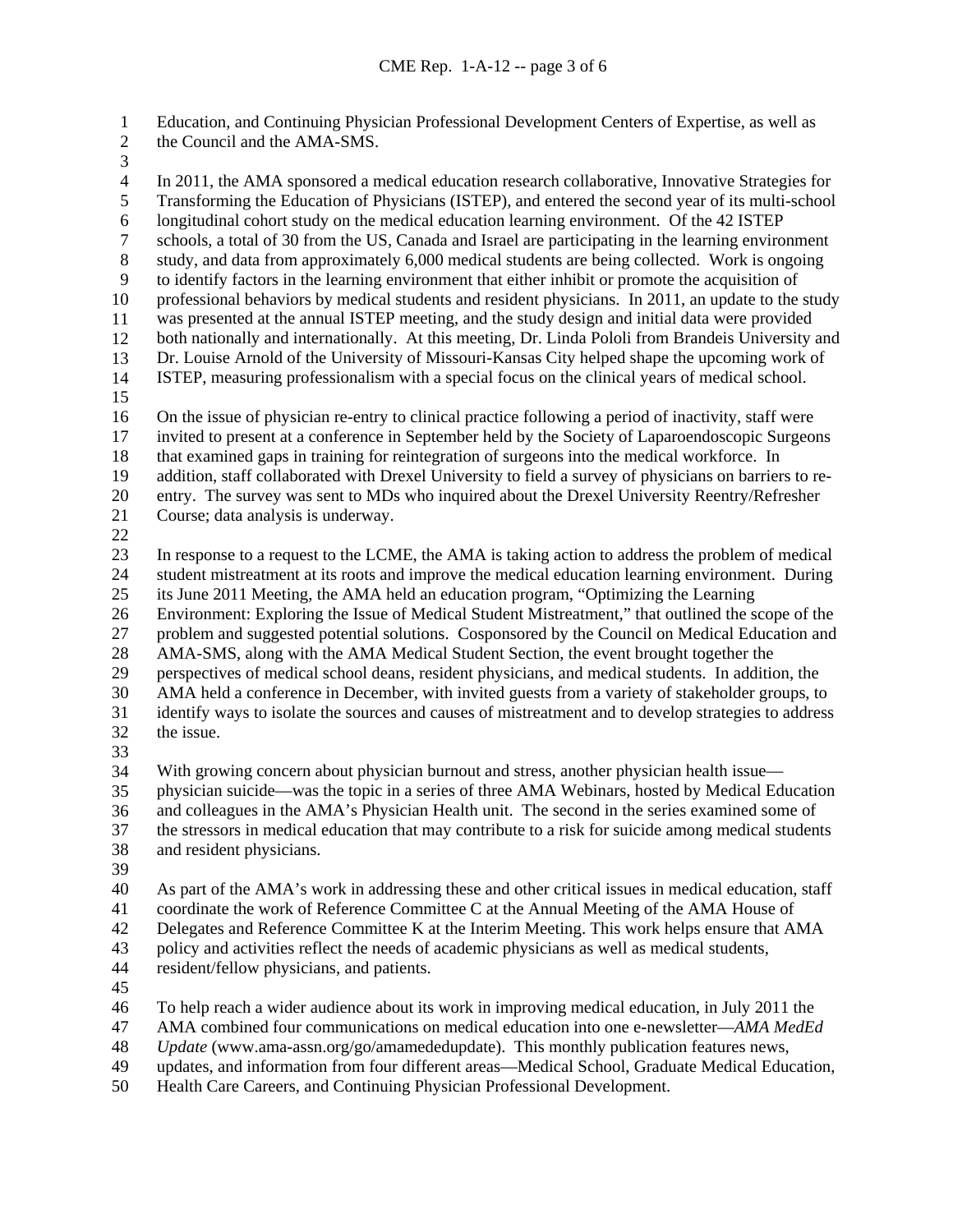Education, and Continuing Physician Professional Development Centers of Expertise, as well as the Council and the AMA-SMS.

In 2011, the AMA sponsored a medical education research collaborative, Innovative Strategies for Transforming the Education of Physicians (ISTEP), and entered the second year of its multi-school longitudinal cohort study on the medical education learning environment. Of the 42 ISTEP schools, a total of 30 from the US, Canada and Israel are participating in the learning environment study, and data from approximately 6,000 medical students are being collected. Work is ongoing to identify factors in the learning environment that either inhibit or promote the acquisition of professional behaviors by medical students and resident physicians. In 2011, an update to the study was presented at the annual ISTEP meeting, and the study design and initial data were provided both nationally and internationally. At this meeting, Dr. Linda Pololi from Brandeis University and Dr. Louise Arnold of the University of Missouri-Kansas City helped shape the upcoming work of ISTEP, measuring professionalism with a special focus on the clinical years of medical school.

On the issue of physician re-entry to clinical practice following a period of inactivity, staff were invited to present at a conference in September held by the Society of Laparoendoscopic Surgeons that examined gaps in training for reintegration of surgeons into the medical workforce. In addition, staff collaborated with Drexel University to field a survey of physicians on barriers to re-entry. The survey was sent to MDs who inquired about the Drexel University Reentry/Refresher Course; data analysis is underway.

In response to a request to the LCME, the AMA is taking action to address the problem of medical student mistreatment at its roots and improve the medical education learning environment. During its June 2011 Meeting, the AMA held an education program, "Optimizing the Learning Environment: Exploring the Issue of Medical Student Mistreatment," that outlined the scope of the problem and suggested potential solutions. Cosponsored by the Council on Medical Education and AMA-SMS, along with the AMA Medical Student Section, the event brought together the perspectives of medical school deans, resident physicians, and medical students. In addition, the AMA held a conference in December, with invited guests from a variety of stakeholder groups, to identify ways to isolate the sources and causes of mistreatment and to develop strategies to address the issue.

With growing concern about physician burnout and stress, another physician health issue—physician suicide—was the topic in a series of three AMA Webinars, hosted by Medical Education and colleagues in the AMA's Physician Health unit. The second in the series examined some of the stressors in medical education that may contribute to a risk for suicide among medical students and resident physicians.

As part of the AMA's work in addressing these and other critical issues in medical education, staff coordinate the work of Reference Committee C at the Annual Meeting of the AMA House of Delegates and Reference Committee K at the Interim Meeting. This work helps ensure that AMA policy and activities reflect the needs of academic physicians as well as medical students, resident/fellow physicians, and patients.

To help reach a wider audience about its work in improving medical education, in July 2011 the AMA combined four communications on medical education into one e-newsletter—*AMA MedEd Update* (www.ama-assn.org/go/amamededupdate). This monthly publication features news, updates, and information from four different areas—Medical School, Graduate Medical Education, Health Care Careers, and Continuing Physician Professional Development.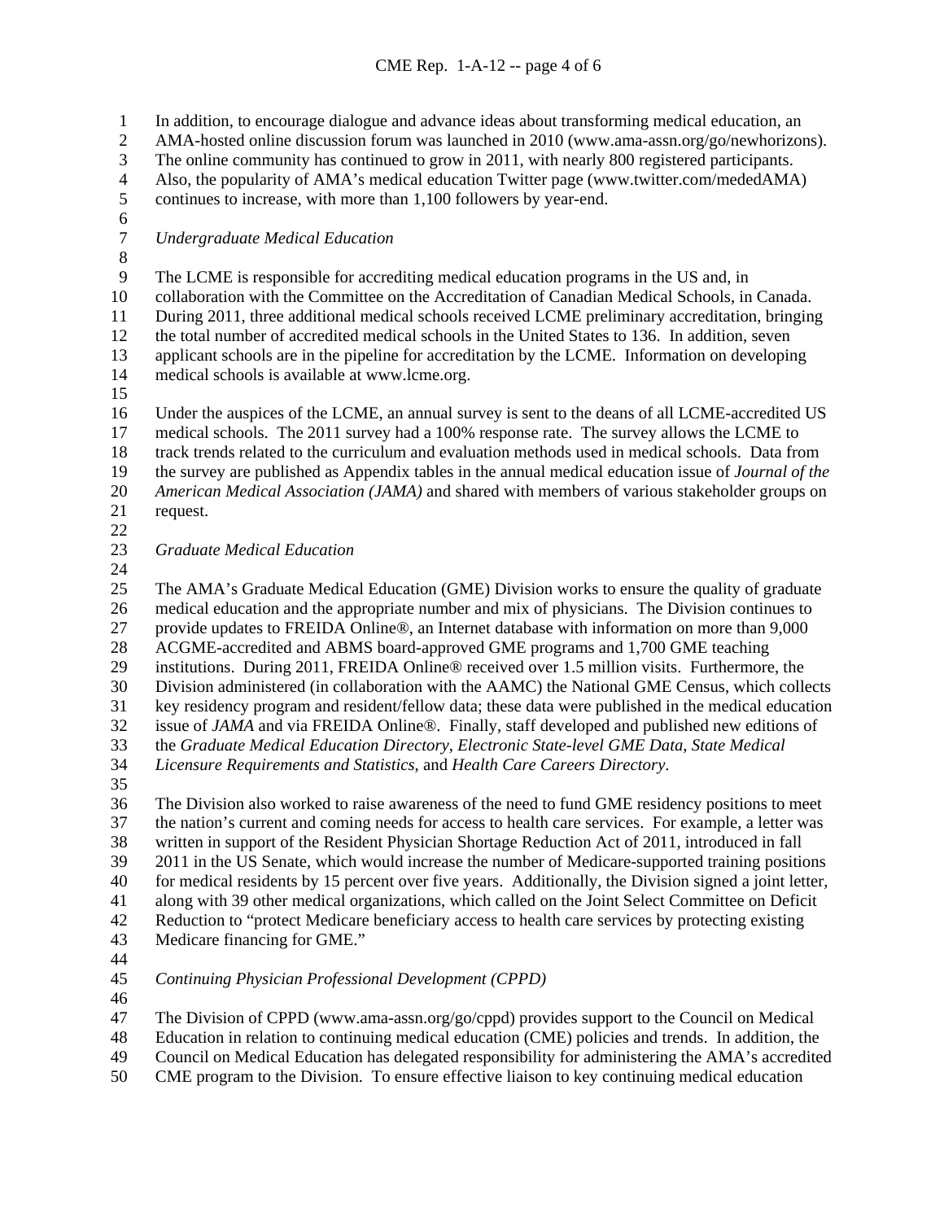In addition, to encourage dialogue and advance ideas about transforming medical education, an AMA-hosted online discussion forum was launched in 2010 (www.ama-assn.org/go/newhorizons). The online community has continued to grow in 2011, with nearly 800 registered participants. Also, the popularity of AMA's medical education Twitter page (www.twitter.com/mededAMA) continues to increase, with more than 1,100 followers by year-end.

*Undergraduate Medical Education*

The LCME is responsible for accrediting medical education programs in the US and, in collaboration with the Committee on the Accreditation of Canadian Medical Schools, in Canada. During 2011, three additional medical schools received LCME preliminary accreditation, bringing the total number of accredited medical schools in the United States to 136. In addition, seven applicant schools are in the pipeline for accreditation by the LCME. Information on developing medical schools is available at www.lcme.org.

Under the auspices of the LCME, an annual survey is sent to the deans of all LCME-accredited US medical schools. The 2011 survey had a 100% response rate. The survey allows the LCME to track trends related to the curriculum and evaluation methods used in medical schools. Data from the survey are published as Appendix tables in the annual medical education issue of *Journal of the American Medical Association (JAMA)* and shared with members of various stakeholder groups on request.

*Graduate Medical Education*

The AMA's Graduate Medical Education (GME) Division works to ensure the quality of graduate medical education and the appropriate number and mix of physicians. The Division continues to provide updates to FREIDA Online®, an Internet database with information on more than 9,000 ACGME-accredited and ABMS board-approved GME programs and 1,700 GME teaching institutions. During 2011, FREIDA Online® received over 1.5 million visits. Furthermore, the Division administered (in collaboration with the AAMC) the National GME Census, which collects key residency program and resident/fellow data; these data were published in the medical education issue of *JAMA* and via FREIDA Online®. Finally, staff developed and published new editions of the *Graduate Medical Education Directory*, *Electronic State-level GME Data*, *State Medical Licensure Requirements and Statistics*, and *Health Care Careers Directory*.

The Division also worked to raise awareness of the need to fund GME residency positions to meet the nation's current and coming needs for access to health care services. For example, a letter was written in support of the Resident Physician Shortage Reduction Act of 2011, introduced in fall 2011 in the US Senate, which would increase the number of Medicare-supported training positions for medical residents by 15 percent over five years. Additionally, the Division signed a joint letter, along with 39 other medical organizations, which called on the Joint Select Committee on Deficit Reduction to "protect Medicare beneficiary access to health care services by protecting existing Medicare financing for GME."

*Continuing Physician Professional Development (CPPD)*

The Division of CPPD (www.ama-assn.org/go/cppd) provides support to the Council on Medical Education in relation to continuing medical education (CME) policies and trends. In addition, the Council on Medical Education has delegated responsibility for administering the AMA's accredited CME program to the Division. To ensure effective liaison to key continuing medical education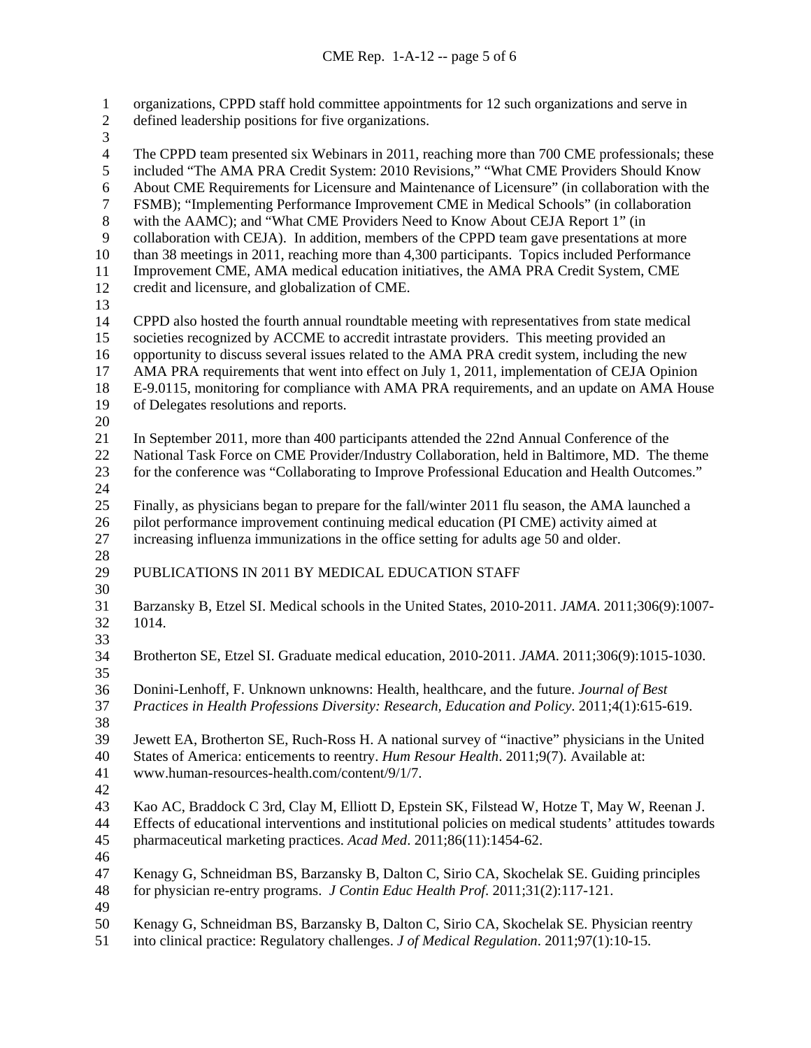organizations, CPPD staff hold committee appointments for 12 such organizations and serve in defined leadership positions for five organizations.

The CPPD team presented six Webinars in 2011, reaching more than 700 CME professionals; these included "The AMA PRA Credit System: 2010 Revisions," "What CME Providers Should Know About CME Requirements for Licensure and Maintenance of Licensure" (in collaboration with the FSMB); "Implementing Performance Improvement CME in Medical Schools" (in collaboration with the AAMC); and "What CME Providers Need to Know About CEJA Report 1" (in collaboration with CEJA). In addition, members of the CPPD team gave presentations at more than 38 meetings in 2011, reaching more than 4,300 participants. Topics included Performance Improvement CME, AMA medical education initiatives, the AMA PRA Credit System, CME credit and licensure, and globalization of CME.

CPPD also hosted the fourth annual roundtable meeting with representatives from state medical societies recognized by ACCME to accredit intrastate providers. This meeting provided an opportunity to discuss several issues related to the AMA PRA credit system, including the new AMA PRA requirements that went into effect on July 1, 2011, implementation of CEJA Opinion E-9.0115, monitoring for compliance with AMA PRA requirements, and an update on AMA House of Delegates resolutions and reports.

In September 2011, more than 400 participants attended the 22nd Annual Conference of the National Task Force on CME Provider/Industry Collaboration, held in Baltimore, MD. The theme for the conference was "Collaborating to Improve Professional Education and Health Outcomes."

Finally, as physicians began to prepare for the fall/winter 2011 flu season, the AMA launched a pilot performance improvement continuing medical education (PI CME) activity aimed at increasing influenza immunizations in the office setting for adults age 50 and older.

## PUBLICATIONS IN 2011 BY MEDICAL EDUCATION STAFF

Barzansky B, Etzel SI. Medical schools in the United States, 2010-2011. *JAMA*. 2011;306(9):1007-1014.

Brotherton SE, Etzel SI. Graduate medical education, 2010-2011. *JAMA*. 2011;306(9):1015-1030.

Donini-Lenhoff, F. Unknown unknowns: Health, healthcare, and the future. *Journal of Best Practices in Health Professions Diversity: Research, Education and Policy*. 2011;4(1):615-619.

Jewett EA, Brotherton SE, Ruch-Ross H. A national survey of "inactive" physicians in the United States of America: enticements to reentry. *Hum Resour Health*. 2011;9(7). Available at: www.human-resources-health.com/content/9/1/7.

Kao AC, Braddock C 3rd, Clay M, Elliott D, Epstein SK, Filstead W, Hotze T, May W, Reenan J. Effects of educational interventions and institutional policies on medical students' attitudes towards pharmaceutical marketing practices. *Acad Med*. 2011;86(11):1454-62.

Kenagy G, Schneidman BS, Barzansky B, Dalton C, Sirio CA, Skochelak SE. Guiding principles for physician re-entry programs. *J Contin Educ Health Prof*. 2011;31(2):117-121.

Kenagy G, Schneidman BS, Barzansky B, Dalton C, Sirio CA, Skochelak SE. Physician reentry into clinical practice: Regulatory challenges. *J of Medical Regulation*. 2011;97(1):10-15.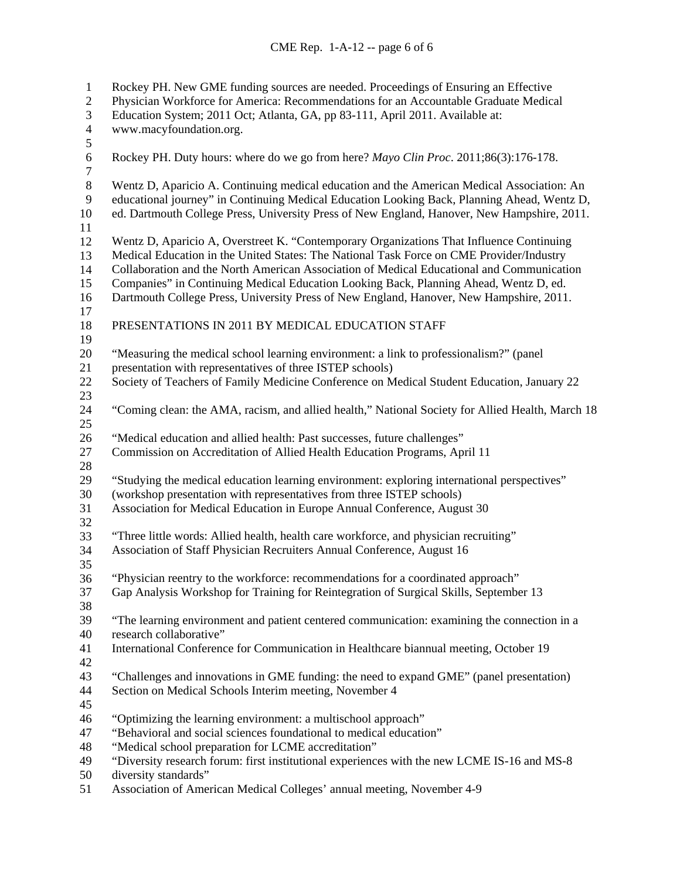Rockey PH. New GME funding sources are needed. Proceedings of Ensuring an Effective Physician Workforce for America: Recommendations for an Accountable Graduate Medical Education System; 2011 Oct; Atlanta, GA, pp 83-111, April 2011. Available at: www.macyfoundation.org.

Rockey PH. Duty hours: where do we go from here? *Mayo Clin Proc*. 2011;86(3):176-178.

Wentz D, Aparicio A. Continuing medical education and the American Medical Association: An educational journey" in Continuing Medical Education Looking Back, Planning Ahead, Wentz D, ed. Dartmouth College Press, University Press of New England, Hanover, New Hampshire, 2011.

Wentz D, Aparicio A, Overstreet K. "Contemporary Organizations That Influence Continuing Medical Education in the United States: The National Task Force on CME Provider/Industry Collaboration and the North American Association of Medical Educational and Communication Companies" in Continuing Medical Education Looking Back, Planning Ahead, Wentz D, ed. Dartmouth College Press, University Press of New England, Hanover, New Hampshire, 2011.

PRESENTATIONS IN 2011 BY MEDICAL EDUCATION STAFF

"Measuring the medical school learning environment: a link to professionalism?" (panel presentation with representatives of three ISTEP schools)
Society of Teachers of Family Medicine Conference on Medical Student Education, January 22

"Coming clean: the AMA, racism, and allied health," National Society for Allied Health, March 18

"Medical education and allied health: Past successes, future challenges"
Commission on Accreditation of Allied Health Education Programs, April 11

"Studying the medical education learning environment: exploring international perspectives" (workshop presentation with representatives from three ISTEP schools)
Association for Medical Education in Europe Annual Conference, August 30

"Three little words: Allied health, health care workforce, and physician recruiting"
Association of Staff Physician Recruiters Annual Conference, August 16

"Physician reentry to the workforce: recommendations for a coordinated approach"
Gap Analysis Workshop for Training for Reintegration of Surgical Skills, September 13

"The learning environment and patient centered communication: examining the connection in a research collaborative"
International Conference for Communication in Healthcare biannual meeting, October 19

"Challenges and innovations in GME funding: the need to expand GME" (panel presentation)
Section on Medical Schools Interim meeting, November 4

"Optimizing the learning environment: a multischool approach"
"Behavioral and social sciences foundational to medical education"
"Medical school preparation for LCME accreditation"
"Diversity research forum: first institutional experiences with the new LCME IS-16 and MS-8 diversity standards"
Association of American Medical Colleges' annual meeting, November 4-9